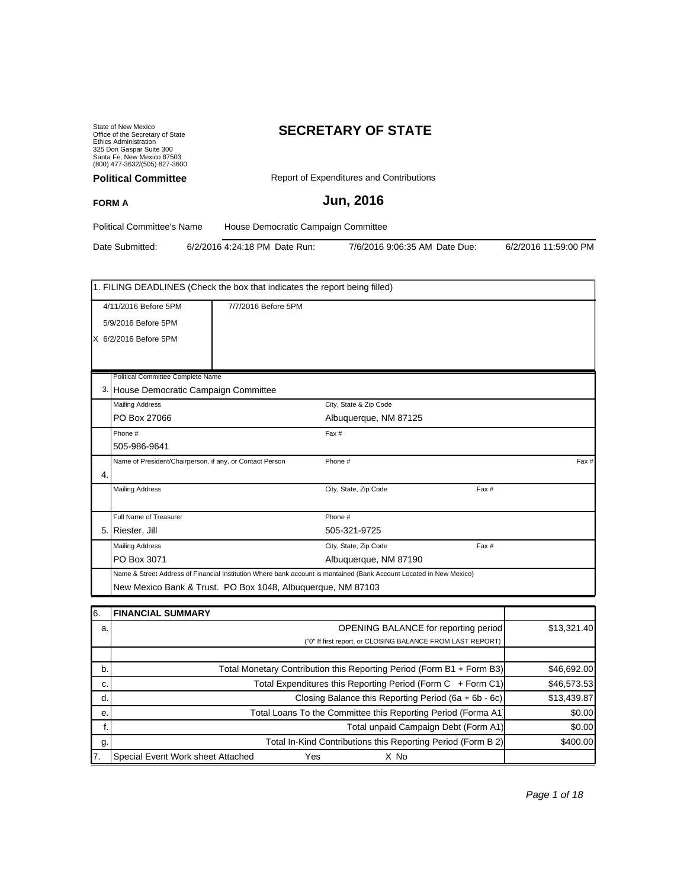State of New Mexico
Office of the Secretary of State
Ethics Administration
325 Don Gaspar Suite 300
Santa Fe, New Mexico 87503
(800) 477-3632/(505) 827-3600

# SECRETARY OF STATE

**Political Committee** Report of Expenditures and Contributions

**FORM A**

## Jun, 2016

Political Committee's Name House Democratic Campaign Committee

Date Submitted: 6/2/2016 4:24:18 PM Date Run: 7/6/2016 9:06:35 AM Date Due: 6/2/2016 11:59:00 PM

| 1. FILING DEADLINES (Check the box that indicates the report being filled) | |
|---|---|
| 4/11/2016 Before 5PM | 7/7/2016 Before 5PM |
| 5/9/2016 Before 5PM | |
| X 6/2/2016 Before 5PM | |

| | | | |
|---|---|---|---|
| 3. | Political Committee Complete Name<br>House Democratic Campaign Committee | | |
| | Mailing Address<br>PO Box 27066 | City, State & Zip Code<br>Albuquerque, NM 87125 | |
| | Phone #<br>505-986-9641 | Fax # | |
| 4. | Name of President/Chairperson, if any, or Contact Person | Phone # | Fax # |
| | Mailing Address | City, State, Zip Code | Fax # |
| 5. | Full Name of Treasurer<br>Riester, Jill | Phone #<br>505-321-9725 | |
| | Mailing Address<br>PO Box 3071 | City, State, Zip Code<br>Albuquerque, NM 87190 | Fax # |
| | Name & Street Address of Financial Institution Where bank account is mantained (Bank Account Located in New Mexico)<br>New Mexico Bank & Trust. PO Box 1048, Albuquerque, NM 87103 | | |

| 6. | FINANCIAL SUMMARY | |
|---|---|---|
| a. | OPENING BALANCE for reporting period<br>("0" If first report, or CLOSING BALANCE FROM LAST REPORT) | $13,321.40 |
| b. | Total Monetary Contribution this Reporting Period (Form B1 + Form B3) | $46,692.00 |
| c. | Total Expenditures this Reporting Period (Form C + Form C1) | $46,573.53 |
| d. | Closing Balance this Reporting Period (6a + 6b - 6c) | $13,439.87 |
| e. | Total Loans To the Committee this Reporting Period (Forma A1 | $0.00 |
| f. | Total unpaid Campaign Debt (Form A1) | $0.00 |
| g. | Total In-Kind Contributions this Reporting Period (Form B 2) | $400.00 |
| 7. | Special Event Work sheet Attached Yes X No | |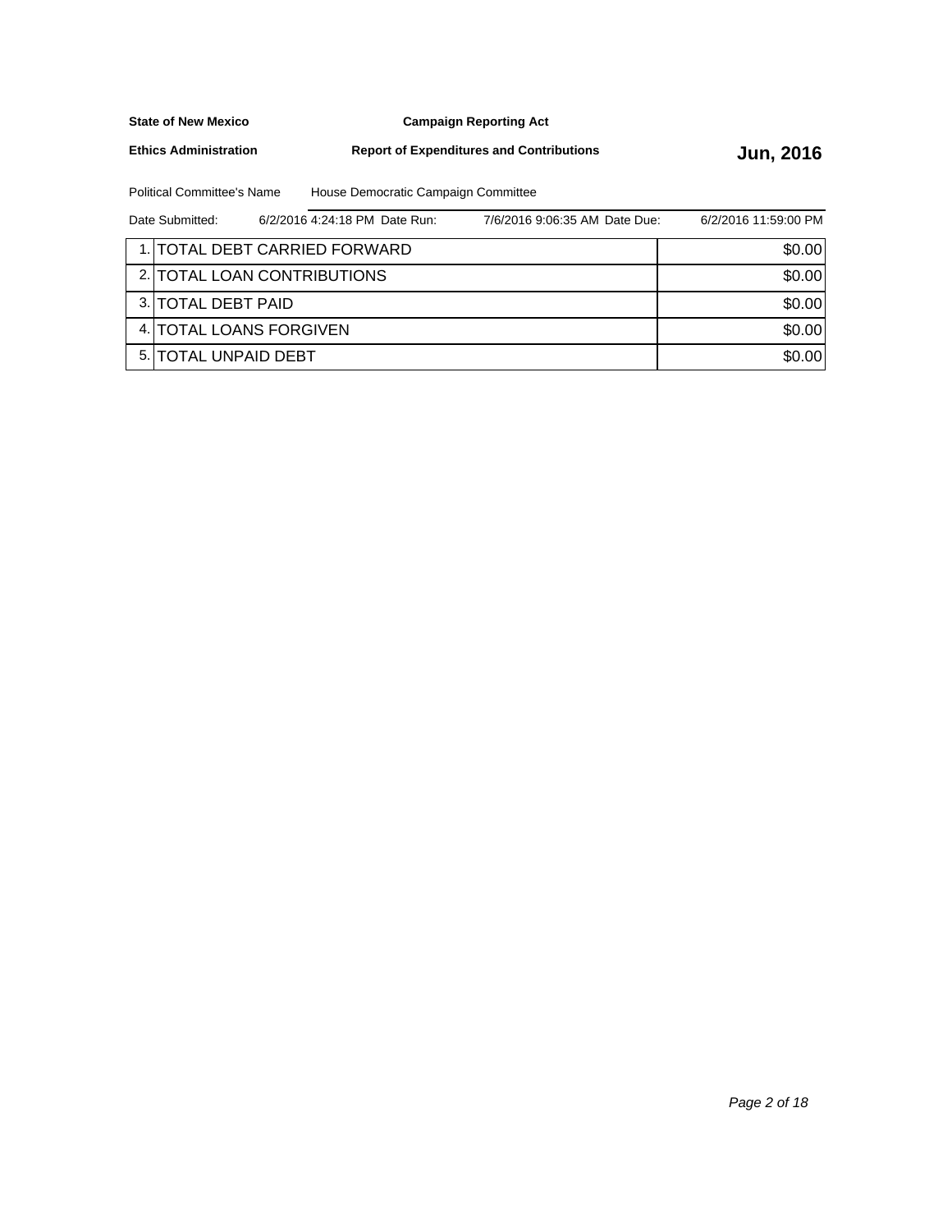**State of New Mexico** **Campaign Reporting Act**

**Ethics Administration** **Report of Expenditures and Contributions** **Jun, 2016**

Political Committee's Name: House Democratic Campaign Committee

Date Submitted: 6/2/2016 4:24:18 PM Date Run: 7/6/2016 9:06:35 AM Date Due: 6/2/2016 11:59:00 PM

| # | Item | Amount |
|---|---|---|
| 1. | TOTAL DEBT CARRIED FORWARD | $0.00 |
| 2. | TOTAL LOAN CONTRIBUTIONS | $0.00 |
| 3. | TOTAL DEBT PAID | $0.00 |
| 4. | TOTAL LOANS FORGIVEN | $0.00 |
| 5. | TOTAL UNPAID DEBT | $0.00 |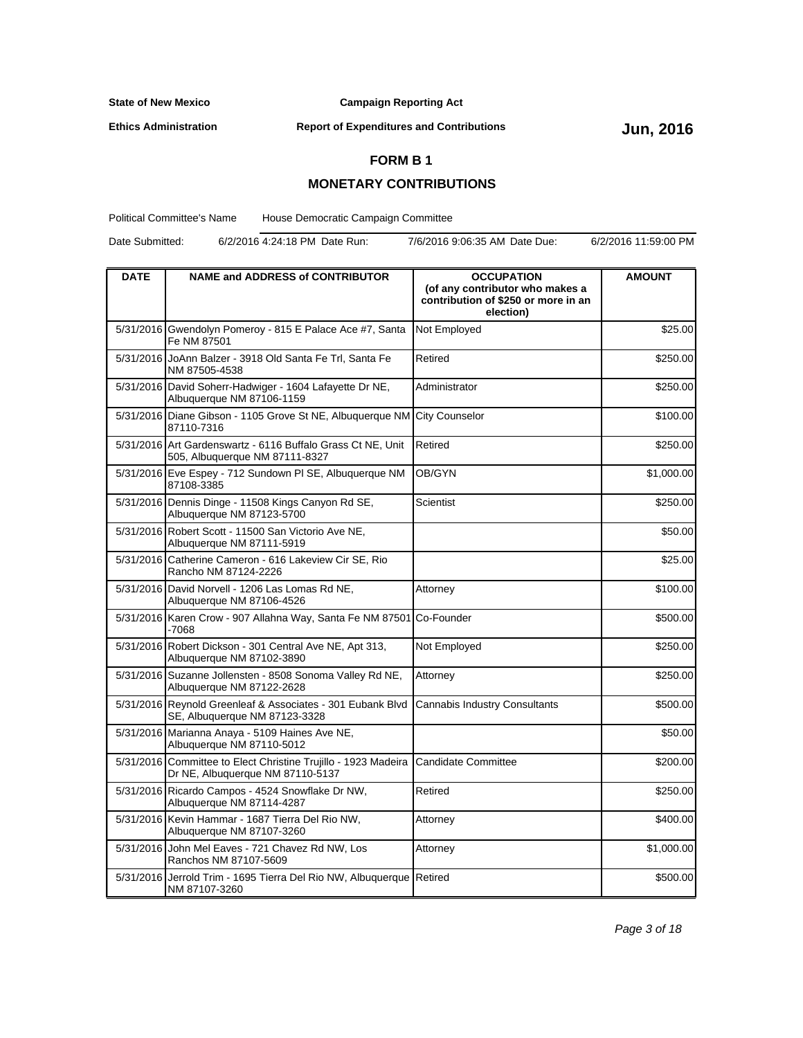State of New Mexico | Campaign Reporting Act

Ethics Administration | Report of Expenditures and Contributions | **Jun, 2016**

## FORM B 1

## MONETARY CONTRIBUTIONS

Political Committee's Name: House Democratic Campaign Committee

Date Submitted: 6/2/2016 4:24:18 PM Date Run: 7/6/2016 9:06:35 AM Date Due: 6/2/2016 11:59:00 PM

| DATE | NAME and ADDRESS of CONTRIBUTOR | OCCUPATION (of any contributor who makes a contribution of $250 or more in an election) | AMOUNT |
|---|---|---|---|
| 5/31/2016 | Gwendolyn Pomeroy - 815 E Palace Ace #7, Santa Fe NM 87501 | Not Employed | $25.00 |
| 5/31/2016 | JoAnn Balzer - 3918 Old Santa Fe Trl, Santa Fe NM 87505-4538 | Retired | $250.00 |
| 5/31/2016 | David Soherr-Hadwiger - 1604 Lafayette Dr NE, Albuquerque NM 87106-1159 | Administrator | $250.00 |
| 5/31/2016 | Diane Gibson - 1105 Grove St NE, Albuquerque NM 87110-7316 | City Counselor | $100.00 |
| 5/31/2016 | Art Gardenswartz - 6116 Buffalo Grass Ct NE, Unit 505, Albuquerque NM 87111-8327 | Retired | $250.00 |
| 5/31/2016 | Eve Espey - 712 Sundown Pl SE, Albuquerque NM 87108-3385 | OB/GYN | $1,000.00 |
| 5/31/2016 | Dennis Dinge - 11508 Kings Canyon Rd SE, Albuquerque NM 87123-5700 | Scientist | $250.00 |
| 5/31/2016 | Robert Scott - 11500 San Victorio Ave NE, Albuquerque NM 87111-5919 | | $50.00 |
| 5/31/2016 | Catherine Cameron - 616 Lakeview Cir SE, Rio Rancho NM 87124-2226 | | $25.00 |
| 5/31/2016 | David Norvell - 1206 Las Lomas Rd NE, Albuquerque NM 87106-4526 | Attorney | $100.00 |
| 5/31/2016 | Karen Crow - 907 Allahna Way, Santa Fe NM 87501-7068 | Co-Founder | $500.00 |
| 5/31/2016 | Robert Dickson - 301 Central Ave NE, Apt 313, Albuquerque NM 87102-3890 | Not Employed | $250.00 |
| 5/31/2016 | Suzanne Jollensten - 8508 Sonoma Valley Rd NE, Albuquerque NM 87122-2628 | Attorney | $250.00 |
| 5/31/2016 | Reynold Greenleaf & Associates - 301 Eubank Blvd SE, Albuquerque NM 87123-3328 | Cannabis Industry Consultants | $500.00 |
| 5/31/2016 | Marianna Anaya - 5109 Haines Ave NE, Albuquerque NM 87110-5012 | | $50.00 |
| 5/31/2016 | Committee to Elect Christine Trujillo - 1923 Madeira Dr NE, Albuquerque NM 87110-5137 | Candidate Committee | $200.00 |
| 5/31/2016 | Ricardo Campos - 4524 Snowflake Dr NW, Albuquerque NM 87114-4287 | Retired | $250.00 |
| 5/31/2016 | Kevin Hammar - 1687 Tierra Del Rio NW, Albuquerque NM 87107-3260 | Attorney | $400.00 |
| 5/31/2016 | John Mel Eaves - 721 Chavez Rd NW, Los Ranchos NM 87107-5609 | Attorney | $1,000.00 |
| 5/31/2016 | Jerrold Trim - 1695 Tierra Del Rio NW, Albuquerque NM 87107-3260 | Retired | $500.00 |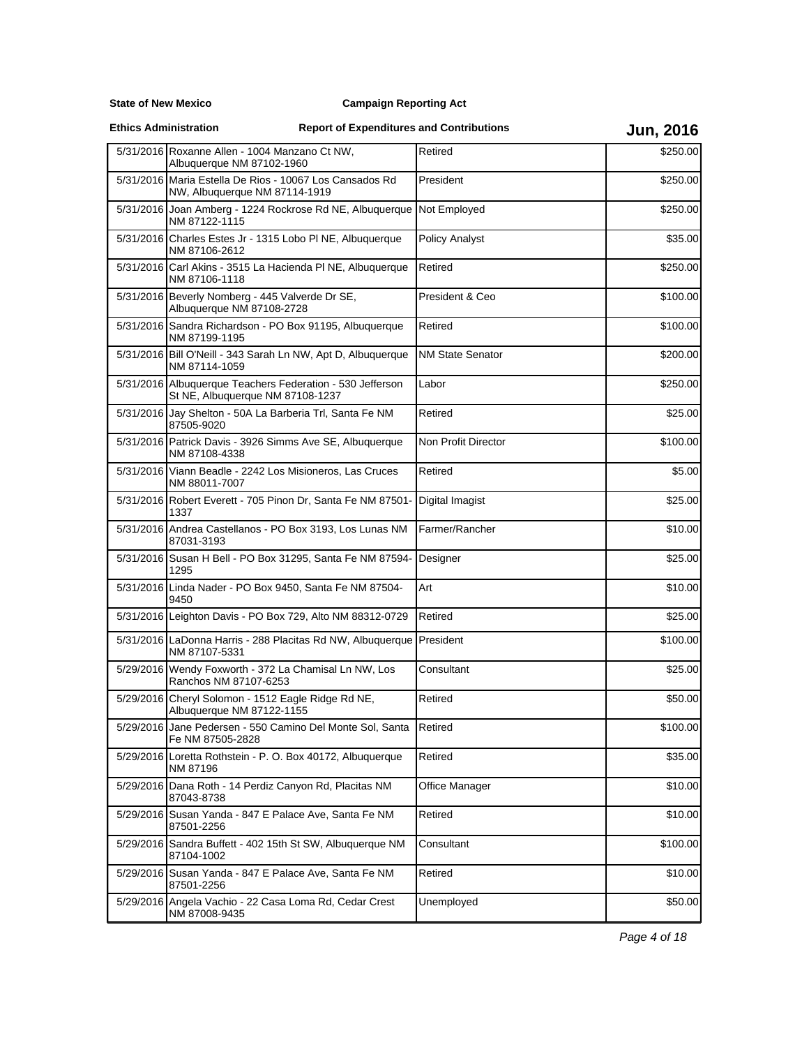**State of New Mexico** **Campaign Reporting Act**

**Ethics Administration** **Report of Expenditures and Contributions** **Jun, 2016**

| Date | Name / Address | Occupation | Amount |
|---|---|---|---|
| 5/31/2016 | Roxanne Allen - 1004 Manzano Ct NW, Albuquerque NM 87102-1960 | Retired | $250.00 |
| 5/31/2016 | Maria Estella De Rios - 10067 Los Cansados Rd NW, Albuquerque NM 87114-1919 | President | $250.00 |
| 5/31/2016 | Joan Amberg - 1224 Rockrose Rd NE, Albuquerque NM 87122-1115 | Not Employed | $250.00 |
| 5/31/2016 | Charles Estes Jr - 1315 Lobo Pl NE, Albuquerque NM 87106-2612 | Policy Analyst | $35.00 |
| 5/31/2016 | Carl Akins - 3515 La Hacienda Pl NE, Albuquerque NM 87106-1118 | Retired | $250.00 |
| 5/31/2016 | Beverly Nomberg - 445 Valverde Dr SE, Albuquerque NM 87108-2728 | President & Ceo | $100.00 |
| 5/31/2016 | Sandra Richardson - PO Box 91195, Albuquerque NM 87199-1195 | Retired | $100.00 |
| 5/31/2016 | Bill O'Neill - 343 Sarah Ln NW, Apt D, Albuquerque NM 87114-1059 | NM State Senator | $200.00 |
| 5/31/2016 | Albuquerque Teachers Federation - 530 Jefferson St NE, Albuquerque NM 87108-1237 | Labor | $250.00 |
| 5/31/2016 | Jay Shelton - 50A La Barberia Trl, Santa Fe NM 87505-9020 | Retired | $25.00 |
| 5/31/2016 | Patrick Davis - 3926 Simms Ave SE, Albuquerque NM 87108-4338 | Non Profit Director | $100.00 |
| 5/31/2016 | Viann Beadle - 2242 Los Misioneros, Las Cruces NM 88011-7007 | Retired | $5.00 |
| 5/31/2016 | Robert Everett - 705 Pinon Dr, Santa Fe NM 87501-1337 | Digital Imagist | $25.00 |
| 5/31/2016 | Andrea Castellanos - PO Box 3193, Los Lunas NM 87031-3193 | Farmer/Rancher | $10.00 |
| 5/31/2016 | Susan H Bell - PO Box 31295, Santa Fe NM 87594-1295 | Designer | $25.00 |
| 5/31/2016 | Linda Nader - PO Box 9450, Santa Fe NM 87504-9450 | Art | $10.00 |
| 5/31/2016 | Leighton Davis - PO Box 729, Alto NM 88312-0729 | Retired | $25.00 |
| 5/31/2016 | LaDonna Harris - 288 Placitas Rd NW, Albuquerque NM 87107-5331 | President | $100.00 |
| 5/29/2016 | Wendy Foxworth - 372 La Chamisal Ln NW, Los Ranchos NM 87107-6253 | Consultant | $25.00 |
| 5/29/2016 | Cheryl Solomon - 1512 Eagle Ridge Rd NE, Albuquerque NM 87122-1155 | Retired | $50.00 |
| 5/29/2016 | Jane Pedersen - 550 Camino Del Monte Sol, Santa Fe NM 87505-2828 | Retired | $100.00 |
| 5/29/2016 | Loretta Rothstein - P. O. Box 40172, Albuquerque NM 87196 | Retired | $35.00 |
| 5/29/2016 | Dana Roth - 14 Perdiz Canyon Rd, Placitas NM 87043-8738 | Office Manager | $10.00 |
| 5/29/2016 | Susan Yanda - 847 E Palace Ave, Santa Fe NM 87501-2256 | Retired | $10.00 |
| 5/29/2016 | Sandra Buffett - 402 15th St SW, Albuquerque NM 87104-1002 | Consultant | $100.00 |
| 5/29/2016 | Susan Yanda - 847 E Palace Ave, Santa Fe NM 87501-2256 | Retired | $10.00 |
| 5/29/2016 | Angela Vachio - 22 Casa Loma Rd, Cedar Crest NM 87008-9435 | Unemployed | $50.00 |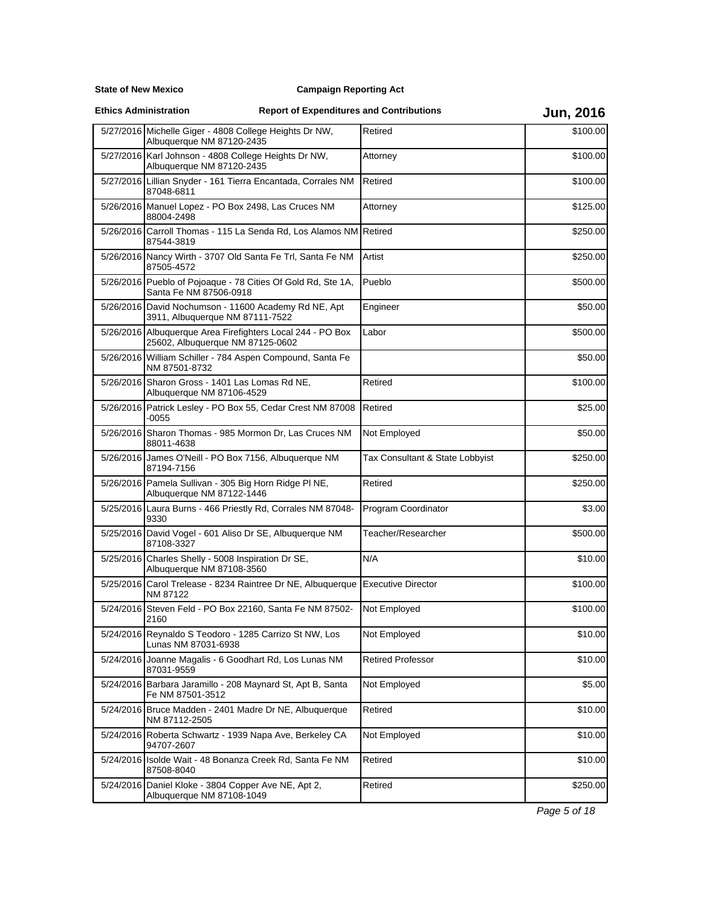State of New Mexico — Campaign Reporting Act

Ethics Administration — Report of Expenditures and Contributions — Jun, 2016

| Date | Name / Address | Occupation | Amount |
|---|---|---|---|
| 5/27/2016 | Michelle Giger - 4808 College Heights Dr NW, Albuquerque NM 87120-2435 | Retired | $100.00 |
| 5/27/2016 | Karl Johnson - 4808 College Heights Dr NW, Albuquerque NM 87120-2435 | Attorney | $100.00 |
| 5/27/2016 | Lillian Snyder - 161 Tierra Encantada, Corrales NM 87048-6811 | Retired | $100.00 |
| 5/26/2016 | Manuel Lopez - PO Box 2498, Las Cruces NM 88004-2498 | Attorney | $125.00 |
| 5/26/2016 | Carroll Thomas - 115 La Senda Rd, Los Alamos NM 87544-3819 | Retired | $250.00 |
| 5/26/2016 | Nancy Wirth - 3707 Old Santa Fe Trl, Santa Fe NM 87505-4572 | Artist | $250.00 |
| 5/26/2016 | Pueblo of Pojoaque - 78 Cities Of Gold Rd, Ste 1A, Santa Fe NM 87506-0918 | Pueblo | $500.00 |
| 5/26/2016 | David Nochumson - 11600 Academy Rd NE, Apt 3911, Albuquerque NM 87111-7522 | Engineer | $50.00 |
| 5/26/2016 | Albuquerque Area Firefighters Local 244 - PO Box 25602, Albuquerque NM 87125-0602 | Labor | $500.00 |
| 5/26/2016 | William Schiller - 784 Aspen Compound, Santa Fe NM 87501-8732 | | $50.00 |
| 5/26/2016 | Sharon Gross - 1401 Las Lomas Rd NE, Albuquerque NM 87106-4529 | Retired | $100.00 |
| 5/26/2016 | Patrick Lesley - PO Box 55, Cedar Crest NM 87008-0055 | Retired | $25.00 |
| 5/26/2016 | Sharon Thomas - 985 Mormon Dr, Las Cruces NM 88011-4638 | Not Employed | $50.00 |
| 5/26/2016 | James O'Neill - PO Box 7156, Albuquerque NM 87194-7156 | Tax Consultant & State Lobbyist | $250.00 |
| 5/26/2016 | Pamela Sullivan - 305 Big Horn Ridge Pl NE, Albuquerque NM 87122-1446 | Retired | $250.00 |
| 5/25/2016 | Laura Burns - 466 Priestly Rd, Corrales NM 87048-9330 | Program Coordinator | $3.00 |
| 5/25/2016 | David Vogel - 601 Aliso Dr SE, Albuquerque NM 87108-3327 | Teacher/Researcher | $500.00 |
| 5/25/2016 | Charles Shelly - 5008 Inspiration Dr SE, Albuquerque NM 87108-3560 | N/A | $10.00 |
| 5/25/2016 | Carol Trelease - 8234 Raintree Dr NE, Albuquerque NM 87122 | Executive Director | $100.00 |
| 5/24/2016 | Steven Feld - PO Box 22160, Santa Fe NM 87502-2160 | Not Employed | $100.00 |
| 5/24/2016 | Reynaldo S Teodoro - 1285 Carrizo St NW, Los Lunas NM 87031-6938 | Not Employed | $10.00 |
| 5/24/2016 | Joanne Magalis - 6 Goodhart Rd, Los Lunas NM 87031-9559 | Retired Professor | $10.00 |
| 5/24/2016 | Barbara Jaramillo - 208 Maynard St, Apt B, Santa Fe NM 87501-3512 | Not Employed | $5.00 |
| 5/24/2016 | Bruce Madden - 2401 Madre Dr NE, Albuquerque NM 87112-2505 | Retired | $10.00 |
| 5/24/2016 | Roberta Schwartz - 1939 Napa Ave, Berkeley CA 94707-2607 | Not Employed | $10.00 |
| 5/24/2016 | Isolde Wait - 48 Bonanza Creek Rd, Santa Fe NM 87508-8040 | Retired | $10.00 |
| 5/24/2016 | Daniel Kloke - 3804 Copper Ave NE, Apt 2, Albuquerque NM 87108-1049 | Retired | $250.00 |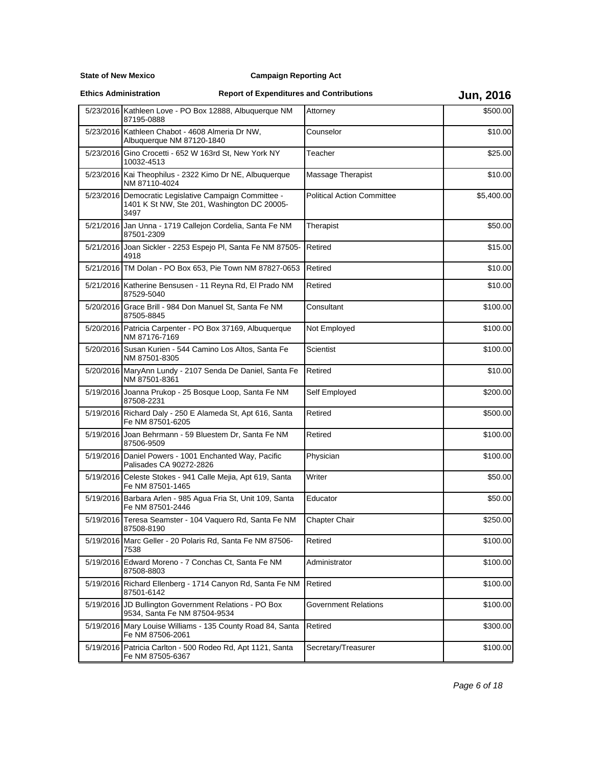**State of New Mexico** **Campaign Reporting Act**

**Ethics Administration** **Report of Expenditures and Contributions** **Jun, 2016**

| Date | Name/Address | Occupation | Amount |
|---|---|---|---|
| 5/23/2016 | Kathleen Love - PO Box 12888, Albuquerque NM 87195-0888 | Attorney | $500.00 |
| 5/23/2016 | Kathleen Chabot - 4608 Almeria Dr NW, Albuquerque NM 87120-1840 | Counselor | $10.00 |
| 5/23/2016 | Gino Crocetti - 652 W 163rd St, New York NY 10032-4513 | Teacher | $25.00 |
| 5/23/2016 | Kai Theophilus - 2322 Kimo Dr NE, Albuquerque NM 87110-4024 | Massage Therapist | $10.00 |
| 5/23/2016 | Democratic Legislative Campaign Committee - 1401 K St NW, Ste 201, Washington DC 20005-3497 | Political Action Committee | $5,400.00 |
| 5/21/2016 | Jan Unna - 1719 Callejon Cordelia, Santa Fe NM 87501-2309 | Therapist | $50.00 |
| 5/21/2016 | Joan Sickler - 2253 Espejo Pl, Santa Fe NM 87505-4918 | Retired | $15.00 |
| 5/21/2016 | TM Dolan - PO Box 653, Pie Town NM 87827-0653 | Retired | $10.00 |
| 5/21/2016 | Katherine Bensusen - 11 Reyna Rd, El Prado NM 87529-5040 | Retired | $10.00 |
| 5/20/2016 | Grace Brill - 984 Don Manuel St, Santa Fe NM 87505-8845 | Consultant | $100.00 |
| 5/20/2016 | Patricia Carpenter - PO Box 37169, Albuquerque NM 87176-7169 | Not Employed | $100.00 |
| 5/20/2016 | Susan Kurien - 544 Camino Los Altos, Santa Fe NM 87501-8305 | Scientist | $100.00 |
| 5/20/2016 | MaryAnn Lundy - 2107 Senda De Daniel, Santa Fe NM 87501-8361 | Retired | $10.00 |
| 5/19/2016 | Joanna Prukop - 25 Bosque Loop, Santa Fe NM 87508-2231 | Self Employed | $200.00 |
| 5/19/2016 | Richard Daly - 250 E Alameda St, Apt 616, Santa Fe NM 87501-6205 | Retired | $500.00 |
| 5/19/2016 | Joan Behrmann - 59 Bluestem Dr, Santa Fe NM 87506-9509 | Retired | $100.00 |
| 5/19/2016 | Daniel Powers - 1001 Enchanted Way, Pacific Palisades CA 90272-2826 | Physician | $100.00 |
| 5/19/2016 | Celeste Stokes - 941 Calle Mejia, Apt 619, Santa Fe NM 87501-1465 | Writer | $50.00 |
| 5/19/2016 | Barbara Arlen - 985 Agua Fria St, Unit 109, Santa Fe NM 87501-2446 | Educator | $50.00 |
| 5/19/2016 | Teresa Seamster - 104 Vaquero Rd, Santa Fe NM 87508-8190 | Chapter Chair | $250.00 |
| 5/19/2016 | Marc Geller - 20 Polaris Rd, Santa Fe NM 87506-7538 | Retired | $100.00 |
| 5/19/2016 | Edward Moreno - 7 Conchas Ct, Santa Fe NM 87508-8803 | Administrator | $100.00 |
| 5/19/2016 | Richard Ellenberg - 1714 Canyon Rd, Santa Fe NM 87501-6142 | Retired | $100.00 |
| 5/19/2016 | JD Bullington Government Relations - PO Box 9534, Santa Fe NM 87504-9534 | Government Relations | $100.00 |
| 5/19/2016 | Mary Louise Williams - 135 County Road 84, Santa Fe NM 87506-2061 | Retired | $300.00 |
| 5/19/2016 | Patricia Carlton - 500 Rodeo Rd, Apt 1121, Santa Fe NM 87505-6367 | Secretary/Treasurer | $100.00 |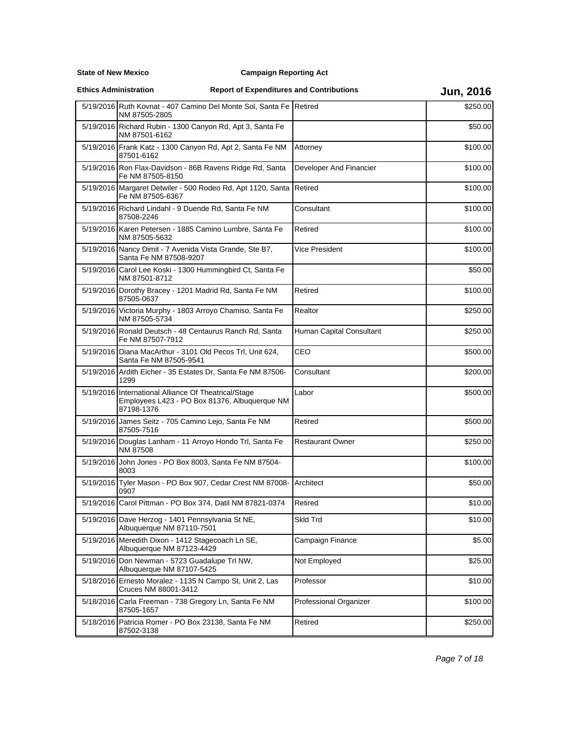**State of New Mexico** **Campaign Reporting Act**

**Ethics Administration** **Report of Expenditures and Contributions** **Jun, 2016**

| Date | Name / Address | Occupation | Amount |
|---|---|---|---|
| 5/19/2016 | Ruth Kovnat - 407 Camino Del Monte Sol, Santa Fe NM 87505-2805 | Retired | $250.00 |
| 5/19/2016 | Richard Rubin - 1300 Canyon Rd, Apt 3, Santa Fe NM 87501-6162 | | $50.00 |
| 5/19/2016 | Frank Katz - 1300 Canyon Rd, Apt 2, Santa Fe NM 87501-6162 | Attorney | $100.00 |
| 5/19/2016 | Ron Flax-Davidson - 86B Ravens Ridge Rd, Santa Fe NM 87505-8150 | Developer And Financier | $100.00 |
| 5/19/2016 | Margaret Detwiler - 500 Rodeo Rd, Apt 1120, Santa Fe NM 87505-6367 | Retired | $100.00 |
| 5/19/2016 | Richard Lindahl - 9 Duende Rd, Santa Fe NM 87508-2246 | Consultant | $100.00 |
| 5/19/2016 | Karen Petersen - 1885 Camino Lumbre, Santa Fe NM 87505-5632 | Retired | $100.00 |
| 5/19/2016 | Nancy Dimit - 7 Avenida Vista Grande, Ste B7, Santa Fe NM 87508-9207 | Vice President | $100.00 |
| 5/19/2016 | Carol Lee Koski - 1300 Hummingbird Ct, Santa Fe NM 87501-8712 | | $50.00 |
| 5/19/2016 | Dorothy Bracey - 1201 Madrid Rd, Santa Fe NM 87505-0637 | Retired | $100.00 |
| 5/19/2016 | Victoria Murphy - 1803 Arroyo Chamiso, Santa Fe NM 87505-5734 | Realtor | $250.00 |
| 5/19/2016 | Ronald Deutsch - 48 Centaurus Ranch Rd, Santa Fe NM 87507-7912 | Human Capital Consultant | $250.00 |
| 5/19/2016 | Diana MacArthur - 3101 Old Pecos Trl, Unit 624, Santa Fe NM 87505-9541 | CEO | $500.00 |
| 5/19/2016 | Ardith Eicher - 35 Estates Dr, Santa Fe NM 87506-1299 | Consultant | $200.00 |
| 5/19/2016 | International Alliance Of Theatrical/Stage Employees L423 - PO Box 81376, Albuquerque NM 87198-1376 | Labor | $500.00 |
| 5/19/2016 | James Seitz - 705 Camino Lejo, Santa Fe NM 87505-7516 | Retired | $500.00 |
| 5/19/2016 | Douglas Lanham - 11 Arroyo Hondo Trl, Santa Fe NM 87508 | Restaurant Owner | $250.00 |
| 5/19/2016 | John Jones - PO Box 8003, Santa Fe NM 87504-8003 | | $100.00 |
| 5/19/2016 | Tyler Mason - PO Box 907, Cedar Crest NM 87008-0907 | Architect | $50.00 |
| 5/19/2016 | Carol Pittman - PO Box 374, Datil NM 87821-0374 | Retired | $10.00 |
| 5/19/2016 | Dave Herzog - 1401 Pennsylvania St NE, Albuquerque NM 87110-7501 | Skld Trd | $10.00 |
| 5/19/2016 | Meredith Dixon - 1412 Stagecoach Ln SE, Albuquerque NM 87123-4429 | Campaign Finance | $5.00 |
| 5/19/2016 | Don Newman - 5723 Guadalupe Trl NW, Albuquerque NM 87107-5425 | Not Employed | $25.00 |
| 5/18/2016 | Ernesto Moralez - 1135 N Campo St, Unit 2, Las Cruces NM 88001-3412 | Professor | $10.00 |
| 5/18/2016 | Carla Freeman - 738 Gregory Ln, Santa Fe NM 87505-1657 | Professional Organizer | $100.00 |
| 5/18/2016 | Patricia Romer - PO Box 23138, Santa Fe NM 87502-3138 | Retired | $250.00 |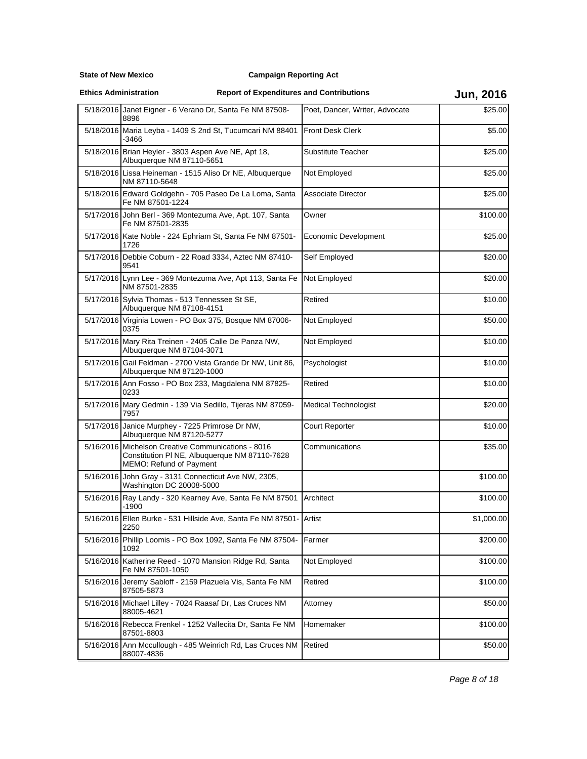**State of New Mexico** **Campaign Reporting Act**

**Ethics Administration** **Report of Expenditures and Contributions** **Jun, 2016**

| | | | |
|---|---|---|---|
| 5/18/2016 | Janet Eigner - 6 Verano Dr, Santa Fe NM 87508-8896 | Poet, Dancer, Writer, Advocate | $25.00 |
| 5/18/2016 | Maria Leyba - 1409 S 2nd St, Tucumcari NM 88401-3466 | Front Desk Clerk | $5.00 |
| 5/18/2016 | Brian Heyler - 3803 Aspen Ave NE, Apt 18, Albuquerque NM 87110-5651 | Substitute Teacher | $25.00 |
| 5/18/2016 | Lissa Heineman - 1515 Aliso Dr NE, Albuquerque NM 87110-5648 | Not Employed | $25.00 |
| 5/18/2016 | Edward Goldgehn - 705 Paseo De La Loma, Santa Fe NM 87501-1224 | Associate Director | $25.00 |
| 5/17/2016 | John Berl - 369 Montezuma Ave, Apt. 107, Santa Fe NM 87501-2835 | Owner | $100.00 |
| 5/17/2016 | Kate Noble - 224 Ephriam St, Santa Fe NM 87501-1726 | Economic Development | $25.00 |
| 5/17/2016 | Debbie Coburn - 22 Road 3334, Aztec NM 87410-9541 | Self Employed | $20.00 |
| 5/17/2016 | Lynn Lee - 369 Montezuma Ave, Apt 113, Santa Fe NM 87501-2835 | Not Employed | $20.00 |
| 5/17/2016 | Sylvia Thomas - 513 Tennessee St SE, Albuquerque NM 87108-4151 | Retired | $10.00 |
| 5/17/2016 | Virginia Lowen - PO Box 375, Bosque NM 87006-0375 | Not Employed | $50.00 |
| 5/17/2016 | Mary Rita Treinen - 2405 Calle De Panza NW, Albuquerque NM 87104-3071 | Not Employed | $10.00 |
| 5/17/2016 | Gail Feldman - 2700 Vista Grande Dr NW, Unit 86, Albuquerque NM 87120-1000 | Psychologist | $10.00 |
| 5/17/2016 | Ann Fosso - PO Box 233, Magdalena NM 87825-0233 | Retired | $10.00 |
| 5/17/2016 | Mary Gedmin - 139 Via Sedillo, Tijeras NM 87059-7957 | Medical Technologist | $20.00 |
| 5/17/2016 | Janice Murphey - 7225 Primrose Dr NW, Albuquerque NM 87120-5277 | Court Reporter | $10.00 |
| 5/16/2016 | Michelson Creative Communications - 8016 Constitution Pl NE, Albuquerque NM 87110-7628 MEMO: Refund of Payment | Communications | $35.00 |
| 5/16/2016 | John Gray - 3131 Connecticut Ave NW, 2305, Washington DC 20008-5000 | | $100.00 |
| 5/16/2016 | Ray Landy - 320 Kearney Ave, Santa Fe NM 87501-1900 | Architect | $100.00 |
| 5/16/2016 | Ellen Burke - 531 Hillside Ave, Santa Fe NM 87501-2250 | Artist | $1,000.00 |
| 5/16/2016 | Phillip Loomis - PO Box 1092, Santa Fe NM 87504-1092 | Farmer | $200.00 |
| 5/16/2016 | Katherine Reed - 1070 Mansion Ridge Rd, Santa Fe NM 87501-1050 | Not Employed | $100.00 |
| 5/16/2016 | Jeremy Sabloff - 2159 Plazuela Vis, Santa Fe NM 87505-5873 | Retired | $100.00 |
| 5/16/2016 | Michael Lilley - 7024 Raasaf Dr, Las Cruces NM 88005-4621 | Attorney | $50.00 |
| 5/16/2016 | Rebecca Frenkel - 1252 Vallecita Dr, Santa Fe NM 87501-8803 | Homemaker | $100.00 |
| 5/16/2016 | Ann Mccullough - 485 Weinrich Rd, Las Cruces NM 88007-4836 | Retired | $50.00 |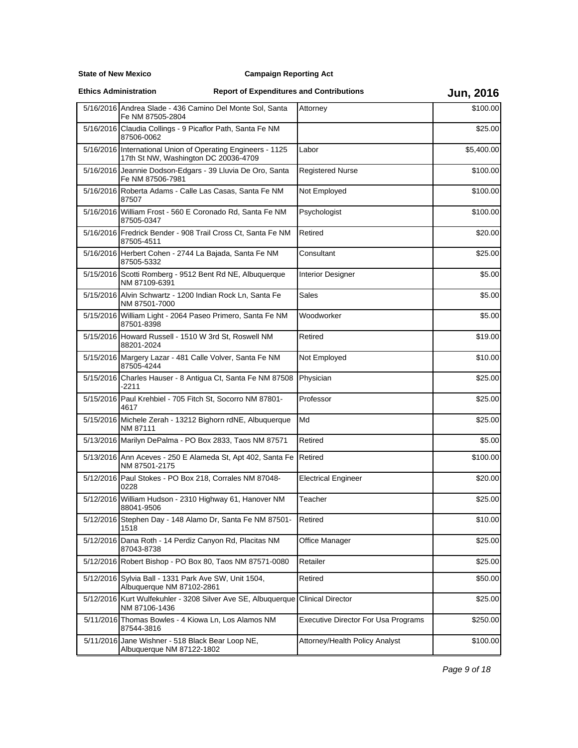**State of New Mexico** **Campaign Reporting Act**

**Ethics Administration** **Report of Expenditures and Contributions** **Jun, 2016**

| | | | |
|---|---|---|---|
| 5/16/2016 | Andrea Slade - 436 Camino Del Monte Sol, Santa Fe NM 87505-2804 | Attorney | $100.00 |
| 5/16/2016 | Claudia Collings - 9 Picaflor Path, Santa Fe NM 87506-0062 | | $25.00 |
| 5/16/2016 | International Union of Operating Engineers - 1125 17th St NW, Washington DC 20036-4709 | Labor | $5,400.00 |
| 5/16/2016 | Jeannie Dodson-Edgars - 39 Lluvia De Oro, Santa Fe NM 87506-7981 | Registered Nurse | $100.00 |
| 5/16/2016 | Roberta Adams - Calle Las Casas, Santa Fe NM 87507 | Not Employed | $100.00 |
| 5/16/2016 | William Frost - 560 E Coronado Rd, Santa Fe NM 87505-0347 | Psychologist | $100.00 |
| 5/16/2016 | Fredrick Bender - 908 Trail Cross Ct, Santa Fe NM 87505-4511 | Retired | $20.00 |
| 5/16/2016 | Herbert Cohen - 2744 La Bajada, Santa Fe NM 87505-5332 | Consultant | $25.00 |
| 5/15/2016 | Scotti Romberg - 9512 Bent Rd NE, Albuquerque NM 87109-6391 | Interior Designer | $5.00 |
| 5/15/2016 | Alvin Schwartz - 1200 Indian Rock Ln, Santa Fe NM 87501-7000 | Sales | $5.00 |
| 5/15/2016 | William Light - 2064 Paseo Primero, Santa Fe NM 87501-8398 | Woodworker | $5.00 |
| 5/15/2016 | Howard Russell - 1510 W 3rd St, Roswell NM 88201-2024 | Retired | $19.00 |
| 5/15/2016 | Margery Lazar - 481 Calle Volver, Santa Fe NM 87505-4244 | Not Employed | $10.00 |
| 5/15/2016 | Charles Hauser - 8 Antigua Ct, Santa Fe NM 87508 -2211 | Physician | $25.00 |
| 5/15/2016 | Paul Krehbiel - 705 Fitch St, Socorro NM 87801-4617 | Professor | $25.00 |
| 5/15/2016 | Michele Zerah - 13212 Bighorn rdNE, Albuquerque NM 87111 | Md | $25.00 |
| 5/13/2016 | Marilyn DePalma - PO Box 2833, Taos NM 87571 | Retired | $5.00 |
| 5/13/2016 | Ann Aceves - 250 E Alameda St, Apt 402, Santa Fe NM 87501-2175 | Retired | $100.00 |
| 5/12/2016 | Paul Stokes - PO Box 218, Corrales NM 87048-0228 | Electrical Engineer | $20.00 |
| 5/12/2016 | William Hudson - 2310 Highway 61, Hanover NM 88041-9506 | Teacher | $25.00 |
| 5/12/2016 | Stephen Day - 148 Alamo Dr, Santa Fe NM 87501-1518 | Retired | $10.00 |
| 5/12/2016 | Dana Roth - 14 Perdiz Canyon Rd, Placitas NM 87043-8738 | Office Manager | $25.00 |
| 5/12/2016 | Robert Bishop - PO Box 80, Taos NM 87571-0080 | Retailer | $25.00 |
| 5/12/2016 | Sylvia Ball - 1331 Park Ave SW, Unit 1504, Albuquerque NM 87102-2861 | Retired | $50.00 |
| 5/12/2016 | Kurt Wulfekuhler - 3208 Silver Ave SE, Albuquerque NM 87106-1436 | Clinical Director | $25.00 |
| 5/11/2016 | Thomas Bowles - 4 Kiowa Ln, Los Alamos NM 87544-3816 | Executive Director For Usa Programs | $250.00 |
| 5/11/2016 | Jane Wishner - 518 Black Bear Loop NE, Albuquerque NM 87122-1802 | Attorney/Health Policy Analyst | $100.00 |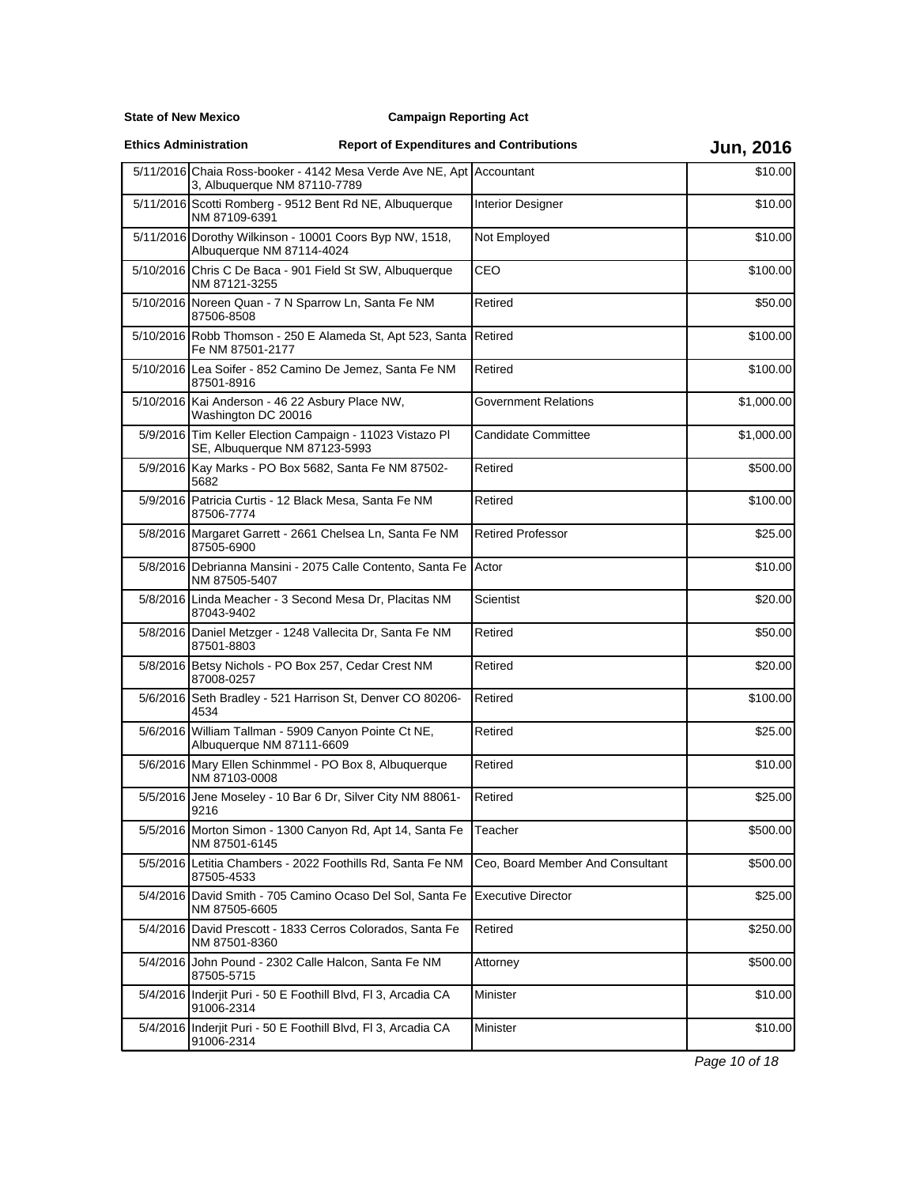**State of New Mexico** **Campaign Reporting Act**

**Ethics Administration** **Report of Expenditures and Contributions** **Jun, 2016**

| | | | |
|---|---|---|---|
| 5/11/2016 | Chaia Ross-booker - 4142 Mesa Verde Ave NE, Apt 3, Albuquerque NM 87110-7789 | Accountant | $10.00 |
| 5/11/2016 | Scotti Romberg - 9512 Bent Rd NE, Albuquerque NM 87109-6391 | Interior Designer | $10.00 |
| 5/11/2016 | Dorothy Wilkinson - 10001 Coors Byp NW, 1518, Albuquerque NM 87114-4024 | Not Employed | $10.00 |
| 5/10/2016 | Chris C De Baca - 901 Field St SW, Albuquerque NM 87121-3255 | CEO | $100.00 |
| 5/10/2016 | Noreen Quan - 7 N Sparrow Ln, Santa Fe NM 87506-8508 | Retired | $50.00 |
| 5/10/2016 | Robb Thomson - 250 E Alameda St, Apt 523, Santa Fe NM 87501-2177 | Retired | $100.00 |
| 5/10/2016 | Lea Soifer - 852 Camino De Jemez, Santa Fe NM 87501-8916 | Retired | $100.00 |
| 5/10/2016 | Kai Anderson - 46 22 Asbury Place NW, Washington DC 20016 | Government Relations | $1,000.00 |
| 5/9/2016 | Tim Keller Election Campaign - 11023 Vistazo Pl SE, Albuquerque NM 87123-5993 | Candidate Committee | $1,000.00 |
| 5/9/2016 | Kay Marks - PO Box 5682, Santa Fe NM 87502-5682 | Retired | $500.00 |
| 5/9/2016 | Patricia Curtis - 12 Black Mesa, Santa Fe NM 87506-7774 | Retired | $100.00 |
| 5/8/2016 | Margaret Garrett - 2661 Chelsea Ln, Santa Fe NM 87505-6900 | Retired Professor | $25.00 |
| 5/8/2016 | Debrianna Mansini - 2075 Calle Contento, Santa Fe NM 87505-5407 | Actor | $10.00 |
| 5/8/2016 | Linda Meacher - 3 Second Mesa Dr, Placitas NM 87043-9402 | Scientist | $20.00 |
| 5/8/2016 | Daniel Metzger - 1248 Vallecita Dr, Santa Fe NM 87501-8803 | Retired | $50.00 |
| 5/8/2016 | Betsy Nichols - PO Box 257, Cedar Crest NM 87008-0257 | Retired | $20.00 |
| 5/6/2016 | Seth Bradley - 521 Harrison St, Denver CO 80206-4534 | Retired | $100.00 |
| 5/6/2016 | William Tallman - 5909 Canyon Pointe Ct NE, Albuquerque NM 87111-6609 | Retired | $25.00 |
| 5/6/2016 | Mary Ellen Schinmmel - PO Box 8, Albuquerque NM 87103-0008 | Retired | $10.00 |
| 5/5/2016 | Jene Moseley - 10 Bar 6 Dr, Silver City NM 88061-9216 | Retired | $25.00 |
| 5/5/2016 | Morton Simon - 1300 Canyon Rd, Apt 14, Santa Fe NM 87501-6145 | Teacher | $500.00 |
| 5/5/2016 | Letitia Chambers - 2022 Foothills Rd, Santa Fe NM 87505-4533 | Ceo, Board Member And Consultant | $500.00 |
| 5/4/2016 | David Smith - 705 Camino Ocaso Del Sol, Santa Fe NM 87505-6605 | Executive Director | $25.00 |
| 5/4/2016 | David Prescott - 1833 Cerros Colorados, Santa Fe NM 87501-8360 | Retired | $250.00 |
| 5/4/2016 | John Pound - 2302 Calle Halcon, Santa Fe NM 87505-5715 | Attorney | $500.00 |
| 5/4/2016 | Inderjit Puri - 50 E Foothill Blvd, Fl 3, Arcadia CA 91006-2314 | Minister | $10.00 |
| 5/4/2016 | Inderjit Puri - 50 E Foothill Blvd, Fl 3, Arcadia CA 91006-2314 | Minister | $10.00 |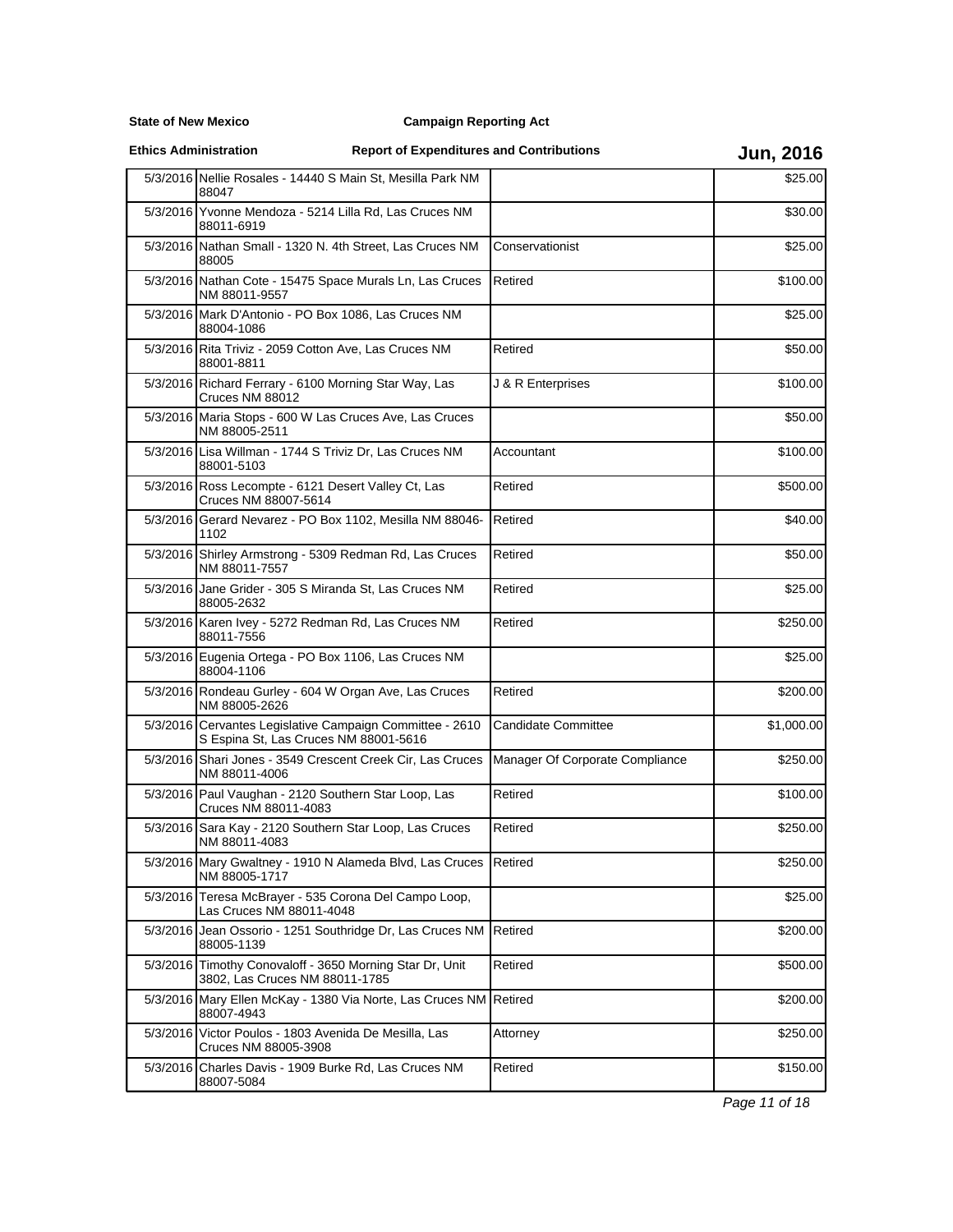**State of New Mexico** **Campaign Reporting Act**

**Ethics Administration** **Report of Expenditures and Contributions** **Jun, 2016**

| Date | Name / Address | Occupation | Amount |
|---|---|---|---|
| 5/3/2016 | Nellie Rosales - 14440 S Main St, Mesilla Park NM 88047 | | $25.00 |
| 5/3/2016 | Yvonne Mendoza - 5214 Lilla Rd, Las Cruces NM 88011-6919 | | $30.00 |
| 5/3/2016 | Nathan Small - 1320 N. 4th Street, Las Cruces NM 88005 | Conservationist | $25.00 |
| 5/3/2016 | Nathan Cote - 15475 Space Murals Ln, Las Cruces NM 88011-9557 | Retired | $100.00 |
| 5/3/2016 | Mark D'Antonio - PO Box 1086, Las Cruces NM 88004-1086 | | $25.00 |
| 5/3/2016 | Rita Triviz - 2059 Cotton Ave, Las Cruces NM 88001-8811 | Retired | $50.00 |
| 5/3/2016 | Richard Ferrary - 6100 Morning Star Way, Las Cruces NM 88012 | J & R Enterprises | $100.00 |
| 5/3/2016 | Maria Stops - 600 W Las Cruces Ave, Las Cruces NM 88005-2511 | | $50.00 |
| 5/3/2016 | Lisa Willman - 1744 S Triviz Dr, Las Cruces NM 88001-5103 | Accountant | $100.00 |
| 5/3/2016 | Ross Lecompte - 6121 Desert Valley Ct, Las Cruces NM 88007-5614 | Retired | $500.00 |
| 5/3/2016 | Gerard Nevarez - PO Box 1102, Mesilla NM 88046-1102 | Retired | $40.00 |
| 5/3/2016 | Shirley Armstrong - 5309 Redman Rd, Las Cruces NM 88011-7557 | Retired | $50.00 |
| 5/3/2016 | Jane Grider - 305 S Miranda St, Las Cruces NM 88005-2632 | Retired | $25.00 |
| 5/3/2016 | Karen Ivey - 5272 Redman Rd, Las Cruces NM 88011-7556 | Retired | $250.00 |
| 5/3/2016 | Eugenia Ortega - PO Box 1106, Las Cruces NM 88004-1106 | | $25.00 |
| 5/3/2016 | Rondeau Gurley - 604 W Organ Ave, Las Cruces NM 88005-2626 | Retired | $200.00 |
| 5/3/2016 | Cervantes Legislative Campaign Committee - 2610 S Espina St, Las Cruces NM 88001-5616 | Candidate Committee | $1,000.00 |
| 5/3/2016 | Shari Jones - 3549 Crescent Creek Cir, Las Cruces NM 88011-4006 | Manager Of Corporate Compliance | $250.00 |
| 5/3/2016 | Paul Vaughan - 2120 Southern Star Loop, Las Cruces NM 88011-4083 | Retired | $100.00 |
| 5/3/2016 | Sara Kay - 2120 Southern Star Loop, Las Cruces NM 88011-4083 | Retired | $250.00 |
| 5/3/2016 | Mary Gwaltney - 1910 N Alameda Blvd, Las Cruces NM 88005-1717 | Retired | $250.00 |
| 5/3/2016 | Teresa McBrayer - 535 Corona Del Campo Loop, Las Cruces NM 88011-4048 | | $25.00 |
| 5/3/2016 | Jean Ossorio - 1251 Southridge Dr, Las Cruces NM 88005-1139 | Retired | $200.00 |
| 5/3/2016 | Timothy Conovaloff - 3650 Morning Star Dr, Unit 3802, Las Cruces NM 88011-1785 | Retired | $500.00 |
| 5/3/2016 | Mary Ellen McKay - 1380 Via Norte, Las Cruces NM 88007-4943 | Retired | $200.00 |
| 5/3/2016 | Victor Poulos - 1803 Avenida De Mesilla, Las Cruces NM 88005-3908 | Attorney | $250.00 |
| 5/3/2016 | Charles Davis - 1909 Burke Rd, Las Cruces NM 88007-5084 | Retired | $150.00 |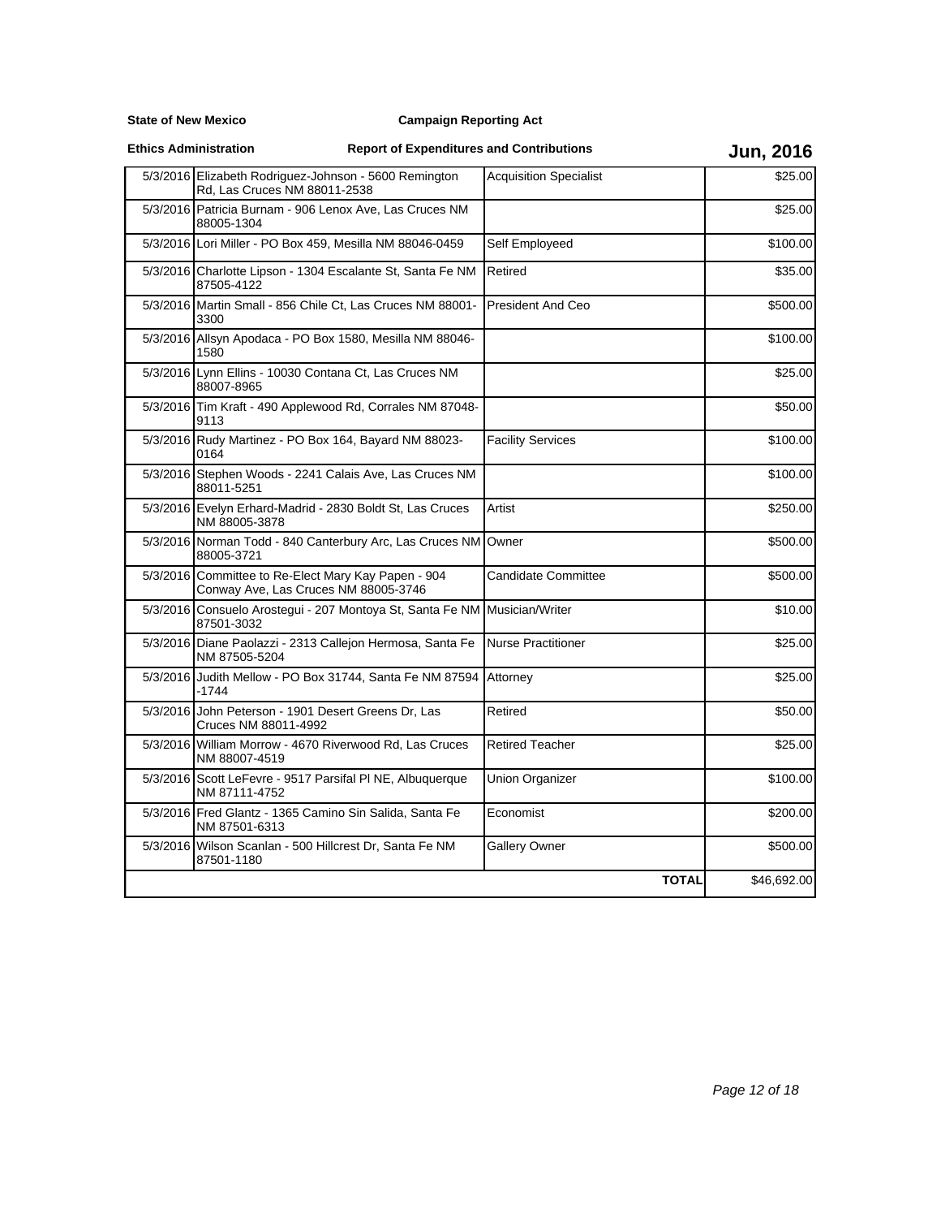**State of New Mexico** **Campaign Reporting Act**

**Ethics Administration** **Report of Expenditures and Contributions** **Jun, 2016**

| Date | Name / Address | Occupation | Amount |
|---|---|---|---|
| 5/3/2016 | Elizabeth Rodriguez-Johnson - 5600 Remington Rd, Las Cruces NM 88011-2538 | Acquisition Specialist | $25.00 |
| 5/3/2016 | Patricia Burnam - 906 Lenox Ave, Las Cruces NM 88005-1304 | | $25.00 |
| 5/3/2016 | Lori Miller - PO Box 459, Mesilla NM 88046-0459 | Self Employeed | $100.00 |
| 5/3/2016 | Charlotte Lipson - 1304 Escalante St, Santa Fe NM 87505-4122 | Retired | $35.00 |
| 5/3/2016 | Martin Small - 856 Chile Ct, Las Cruces NM 88001-3300 | President And Ceo | $500.00 |
| 5/3/2016 | Allsyn Apodaca - PO Box 1580, Mesilla NM 88046-1580 | | $100.00 |
| 5/3/2016 | Lynn Ellins - 10030 Contana Ct, Las Cruces NM 88007-8965 | | $25.00 |
| 5/3/2016 | Tim Kraft - 490 Applewood Rd, Corrales NM 87048-9113 | | $50.00 |
| 5/3/2016 | Rudy Martinez - PO Box 164, Bayard NM 88023-0164 | Facility Services | $100.00 |
| 5/3/2016 | Stephen Woods - 2241 Calais Ave, Las Cruces NM 88011-5251 | | $100.00 |
| 5/3/2016 | Evelyn Erhard-Madrid - 2830 Boldt St, Las Cruces NM 88005-3878 | Artist | $250.00 |
| 5/3/2016 | Norman Todd - 840 Canterbury Arc, Las Cruces NM 88005-3721 | Owner | $500.00 |
| 5/3/2016 | Committee to Re-Elect Mary Kay Papen - 904 Conway Ave, Las Cruces NM 88005-3746 | Candidate Committee | $500.00 |
| 5/3/2016 | Consuelo Arostegui - 207 Montoya St, Santa Fe NM 87501-3032 | Musician/Writer | $10.00 |
| 5/3/2016 | Diane Paolazzi - 2313 Callejon Hermosa, Santa Fe NM 87505-5204 | Nurse Practitioner | $25.00 |
| 5/3/2016 | Judith Mellow - PO Box 31744, Santa Fe NM 87594-1744 | Attorney | $25.00 |
| 5/3/2016 | John Peterson - 1901 Desert Greens Dr, Las Cruces NM 88011-4992 | Retired | $50.00 |
| 5/3/2016 | William Morrow - 4670 Riverwood Rd, Las Cruces NM 88007-4519 | Retired Teacher | $25.00 |
| 5/3/2016 | Scott LeFevre - 9517 Parsifal Pl NE, Albuquerque NM 87111-4752 | Union Organizer | $100.00 |
| 5/3/2016 | Fred Glantz - 1365 Camino Sin Salida, Santa Fe NM 87501-6313 | Economist | $200.00 |
| 5/3/2016 | Wilson Scanlan - 500 Hillcrest Dr, Santa Fe NM 87501-1180 | Gallery Owner | $500.00 |
| | | **TOTAL** | $46,692.00 |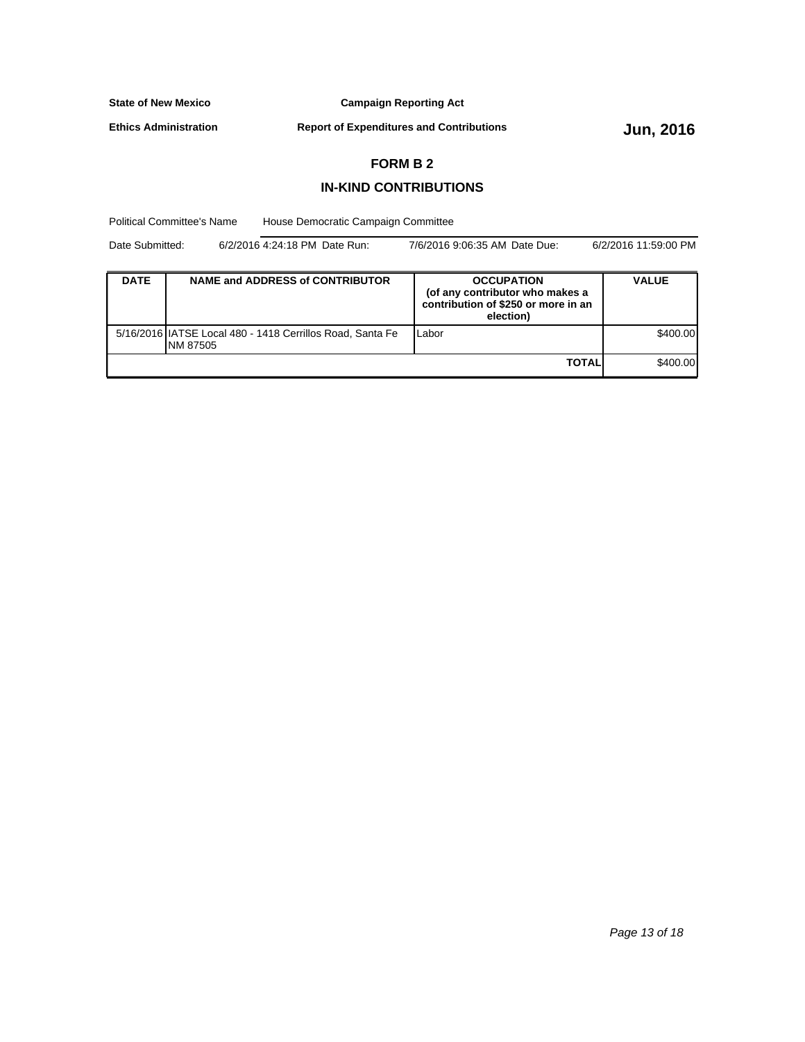**State of New Mexico** **Campaign Reporting Act**

**Ethics Administration** **Report of Expenditures and Contributions** **Jun, 2016**

## FORM B 2

## IN-KIND CONTRIBUTIONS

Political Committee's Name House Democratic Campaign Committee

Date Submitted: 6/2/2016 4:24:18 PM Date Run: 7/6/2016 9:06:35 AM Date Due: 6/2/2016 11:59:00 PM

| DATE | NAME and ADDRESS of CONTRIBUTOR | OCCUPATION (of any contributor who makes a contribution of $250 or more in an election) | VALUE |
|---|---|---|---|
| 5/16/2016 | IATSE Local 480 - 1418 Cerrillos Road, Santa Fe NM 87505 | Labor | $400.00 |
| | | **TOTAL** | $400.00 |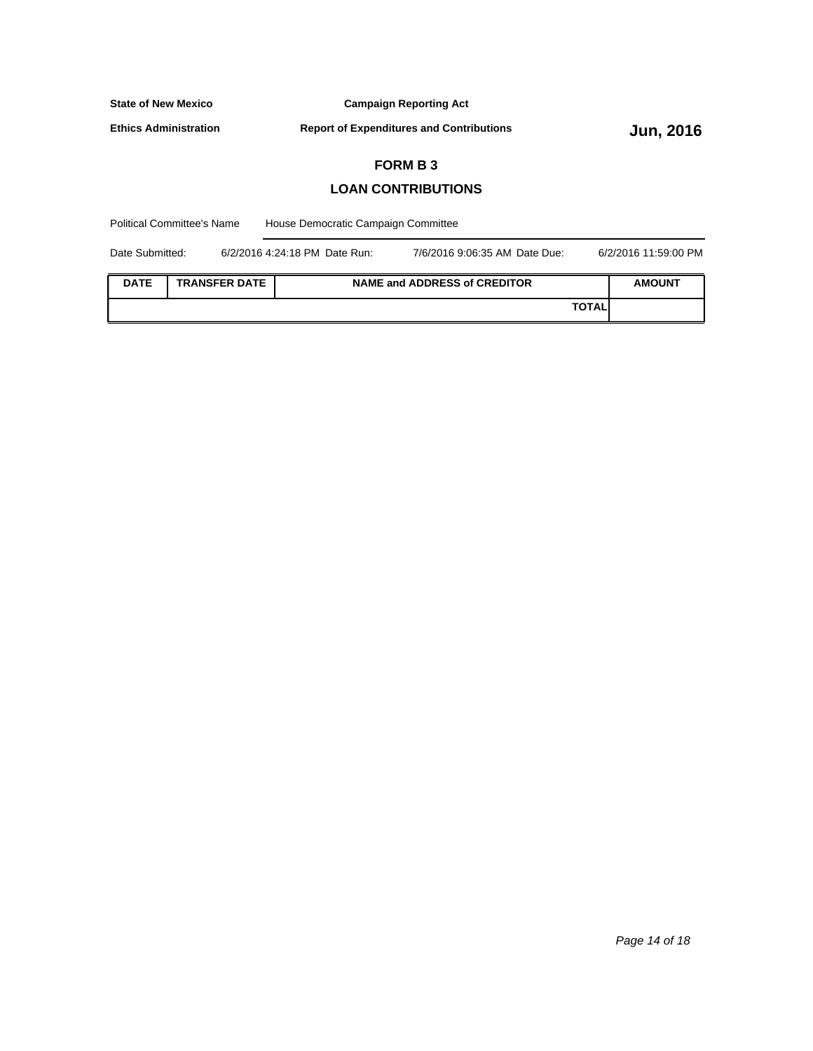**State of New Mexico** **Campaign Reporting Act**

**Ethics Administration** **Report of Expenditures and Contributions** **Jun, 2016**

## FORM B 3

## LOAN CONTRIBUTIONS

Political Committee's Name House Democratic Campaign Committee

Date Submitted: 6/2/2016 4:24:18 PM Date Run: 7/6/2016 9:06:35 AM Date Due: 6/2/2016 11:59:00 PM

| DATE | TRANSFER DATE | NAME and ADDRESS of CREDITOR | AMOUNT |
|---|---|---|---|
| | | **TOTAL** | |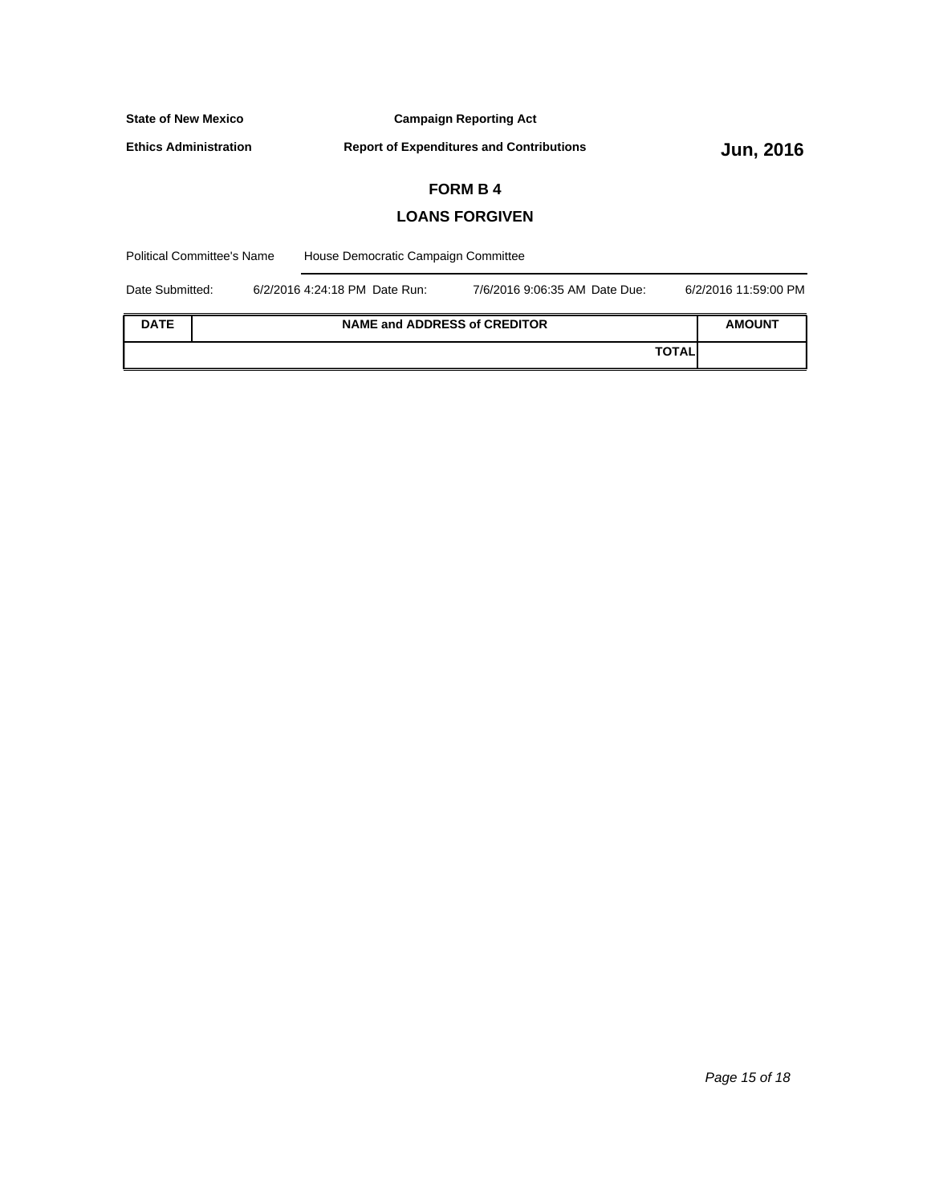**State of New Mexico** | **Campaign Reporting Act**

**Ethics Administration** | **Report of Expenditures and Contributions** | **Jun, 2016**

## FORM B 4

## LOANS FORGIVEN

Political Committee's Name: House Democratic Campaign Committee

Date Submitted: 6/2/2016 4:24:18 PM Date Run: 7/6/2016 9:06:35 AM Date Due: 6/2/2016 11:59:00 PM

| DATE | NAME and ADDRESS of CREDITOR | AMOUNT |
|---|---|---|
| | **TOTAL** | |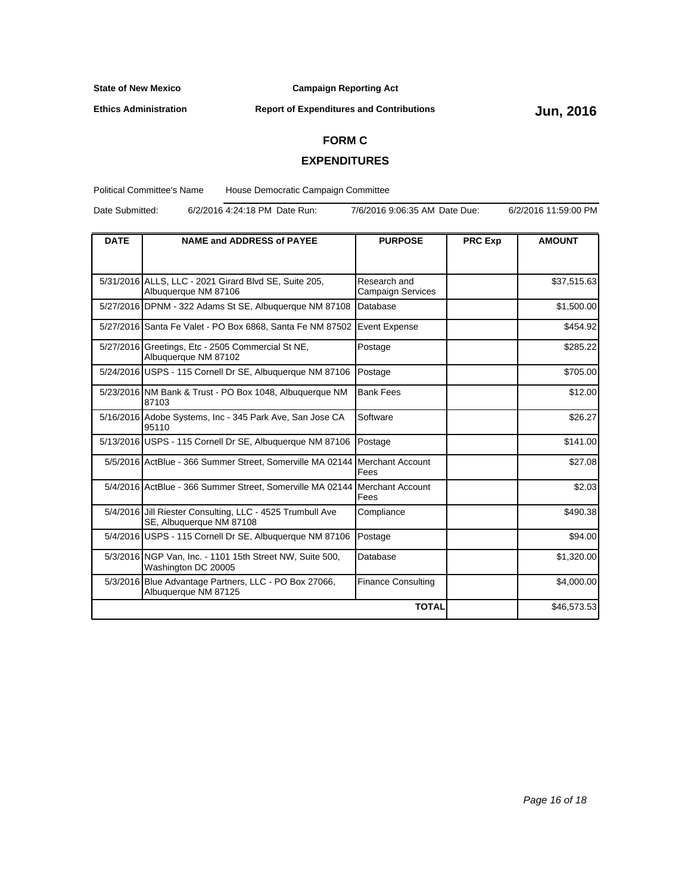**State of New Mexico** **Campaign Reporting Act**

**Ethics Administration** **Report of Expenditures and Contributions** **Jun, 2016**

## FORM C

## EXPENDITURES

Political Committee's Name House Democratic Campaign Committee

Date Submitted: 6/2/2016 4:24:18 PM Date Run: 7/6/2016 9:06:35 AM Date Due: 6/2/2016 11:59:00 PM

| DATE | NAME and ADDRESS of PAYEE | PURPOSE | PRC Exp | AMOUNT |
|---|---|---|---|---|
| 5/31/2016 | ALLS, LLC - 2021 Girard Blvd SE, Suite 205, Albuquerque NM 87106 | Research and Campaign Services | | $37,515.63 |
| 5/27/2016 | DPNM - 322 Adams St SE, Albuquerque NM 87108 | Database | | $1,500.00 |
| 5/27/2016 | Santa Fe Valet - PO Box 6868, Santa Fe NM 87502 | Event Expense | | $454.92 |
| 5/27/2016 | Greetings, Etc - 2505 Commercial St NE, Albuquerque NM 87102 | Postage | | $285.22 |
| 5/24/2016 | USPS - 115 Cornell Dr SE, Albuquerque NM 87106 | Postage | | $705.00 |
| 5/23/2016 | NM Bank & Trust - PO Box 1048, Albuquerque NM 87103 | Bank Fees | | $12.00 |
| 5/16/2016 | Adobe Systems, Inc - 345 Park Ave, San Jose CA 95110 | Software | | $26.27 |
| 5/13/2016 | USPS - 115 Cornell Dr SE, Albuquerque NM 87106 | Postage | | $141.00 |
| 5/5/2016 | ActBlue - 366 Summer Street, Somerville MA 02144 | Merchant Account Fees | | $27.08 |
| 5/4/2016 | ActBlue - 366 Summer Street, Somerville MA 02144 | Merchant Account Fees | | $2.03 |
| 5/4/2016 | Jill Riester Consulting, LLC - 4525 Trumbull Ave SE, Albuquerque NM 87108 | Compliance | | $490.38 |
| 5/4/2016 | USPS - 115 Cornell Dr SE, Albuquerque NM 87106 | Postage | | $94.00 |
| 5/3/2016 | NGP Van, Inc. - 1101 15th Street NW, Suite 500, Washington DC 20005 | Database | | $1,320.00 |
| 5/3/2016 | Blue Advantage Partners, LLC - PO Box 27066, Albuquerque NM 87125 | Finance Consulting | | $4,000.00 |
| | | **TOTAL** | | $46,573.53 |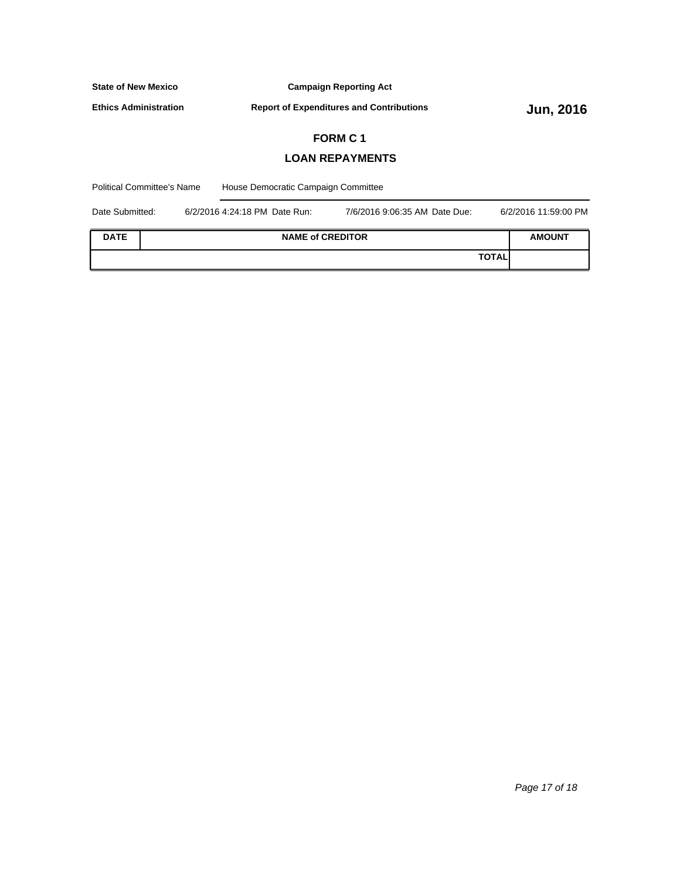**State of New Mexico** **Campaign Reporting Act**

**Ethics Administration** **Report of Expenditures and Contributions** **Jun, 2016**

# FORM C 1

## LOAN REPAYMENTS

Political Committee's Name: House Democratic Campaign Committee

Date Submitted: 6/2/2016 4:24:18 PM Date Run: 7/6/2016 9:06:35 AM Date Due: 6/2/2016 11:59:00 PM

| DATE | NAME of CREDITOR | AMOUNT |
| --- | --- | --- |
| | **TOTAL** | |